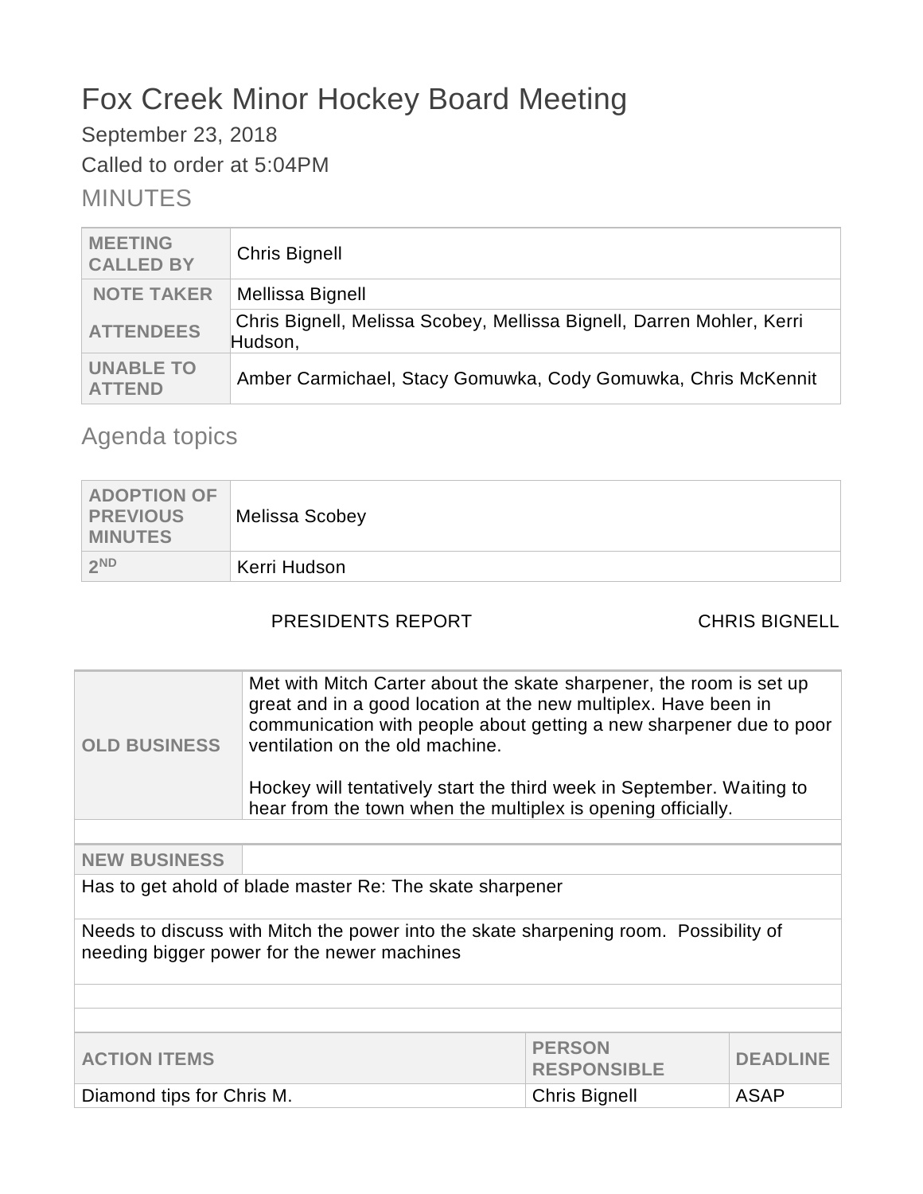# Fox Creek Minor Hockey Board Meeting

September 23, 2018

Called to order at 5:04PM

## MINUTES

| MEETING CALLED BY | Chris Bignell |
|---|---|
| NOTE TAKER | Mellissa Bignell |
| ATTENDEES | Chris Bignell, Melissa Scobey, Mellissa Bignell, Darren Mohler, Kerri Hudson, |
| UNABLE TO ATTEND | Amber Carmichael, Stacy Gomuwka, Cody Gomuwka, Chris McKennit |

## Agenda topics

| ADOPTION OF PREVIOUS MINUTES | Melissa Scobey |
|---|---|
| 2ND | Kerri Hudson |

PRESIDENTS REPORT CHRIS BIGNELL

| OLD BUSINESS | Met with Mitch Carter about the skate sharpener, the room is set up great and in a good location at the new multiplex. Have been in communication with people about getting a new sharpener due to poor ventilation on the old machine.<br><br>Hockey will tentatively start the third week in September. Waiting to hear from the town when the multiplex is opening officially. |
|---|---|

**NEW BUSINESS**

Has to get ahold of blade master Re: The skate sharpener

Needs to discuss with Mitch the power into the skate sharpening room. Possibility of needing bigger power for the newer machines

| ACTION ITEMS | PERSON RESPONSIBLE | DEADLINE |
|---|---|---|
| Diamond tips for Chris M. | Chris Bignell | ASAP |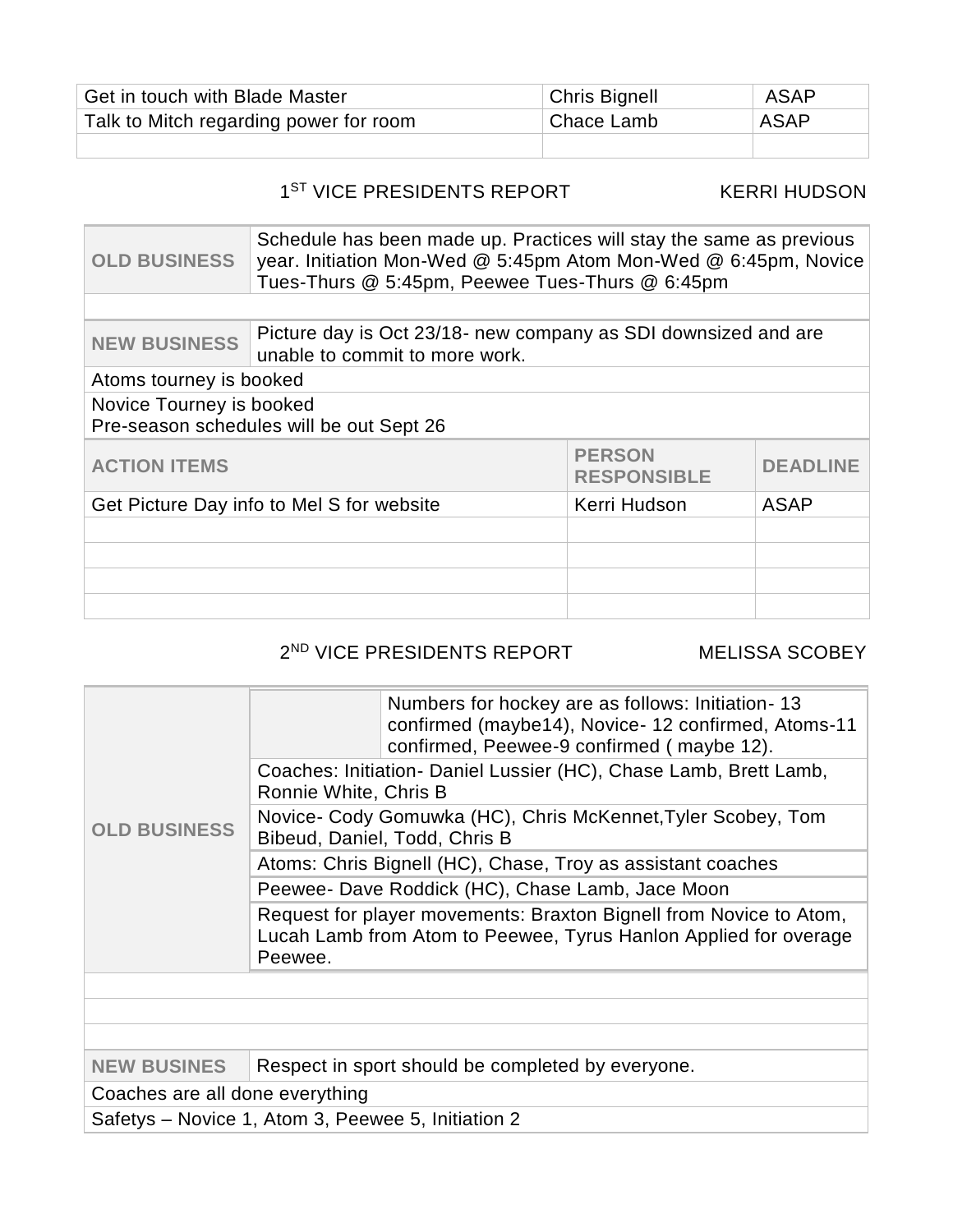| Get in touch with Blade Master | Chris Bignell | ASAP |
|---|---|---|
| Talk to Mitch regarding power for room | Chace Lamb | ASAP |
| | | |

## 1[ST] VICE PRESIDENTS REPORT — KERRI HUDSON

| OLD BUSINESS | Schedule has been made up. Practices will stay the same as previous year. Initiation Mon-Wed @ 5:45pm Atom Mon-Wed @ 6:45pm, Novice Tues-Thurs @ 5:45pm, Peewee Tues-Thurs @ 6:45pm |
|---|---|
| | |
| **NEW BUSINESS** | Picture day is Oct 23/18- new company as SDI downsized and are unable to commit to more work. |
| Atoms tourney is booked | |
| Novice Tourney is booked<br>Pre-season schedules will be out Sept 26 | |

| ACTION ITEMS | PERSON RESPONSIBLE | DEADLINE |
|---|---|---|
| Get Picture Day info to Mel S for website | Kerri Hudson | ASAP |
| | | |
| | | |
| | | |
| | | |

## 2[ND] VICE PRESIDENTS REPORT — MELISSA SCOBEY

| OLD BUSINESS | Numbers for hockey are as follows: Initiation- 13 confirmed (maybe14), Novice- 12 confirmed, Atoms-11 confirmed, Peewee-9 confirmed ( maybe 12). |
|---|---|
| | Coaches: Initiation- Daniel Lussier (HC), Chase Lamb, Brett Lamb, Ronnie White, Chris B |
| | Novice- Cody Gomuwka (HC), Chris McKennet,Tyler Scobey, Tom Bibeud, Daniel, Todd, Chris B |
| | Atoms: Chris Bignell (HC), Chase, Troy as assistant coaches |
| | Peewee- Dave Roddick (HC), Chase Lamb, Jace Moon |
| | Request for player movements: Braxton Bignell from Novice to Atom, Lucah Lamb from Atom to Peewee, Tyrus Hanlon Applied for overage Peewee. |
| | |
| | |
| | |
| **NEW BUSINES** | Respect in sport should be completed by everyone. |
| Coaches are all done everything | |
| Safetys – Novice 1, Atom 3, Peewee 5, Initiation 2 | |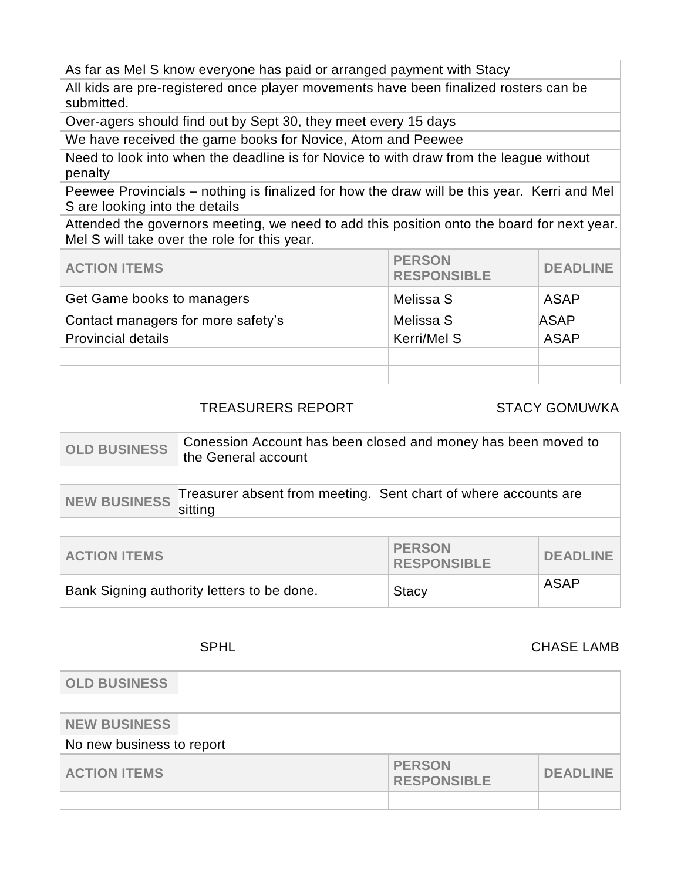| |
|---|
| As far as Mel S know everyone has paid or arranged payment with Stacy |
| All kids are pre-registered once player movements have been finalized rosters can be submitted. |
| Over-agers should find out by Sept 30, they meet every 15 days |
| We have received the game books for Novice, Atom and Peewee |
| Need to look into when the deadline is for Novice to with draw from the league without penalty |
| Peewee Provincials – nothing is finalized for how the draw will be this year. Kerri and Mel S are looking into the details |
| Attended the governors meeting, we need to add this position onto the board for next year. Mel S will take over the role for this year. |

| ACTION ITEMS | PERSON RESPONSIBLE | DEADLINE |
|---|---|---|
| Get Game books to managers | Melissa S | ASAP |
| Contact managers for more safety's | Melissa S | ASAP |
| Provincial details | Kerri/Mel S | ASAP |
| | | |
| | | |

TREASURERS REPORT — STACY GOMUWKA

| | |
|---|---|
| OLD BUSINESS | Conession Account has been closed and money has been moved to the General account |
| | |
| NEW BUSINESS | Treasurer absent from meeting. Sent chart of where accounts are sitting |
| | |

| ACTION ITEMS | PERSON RESPONSIBLE | DEADLINE |
|---|---|---|
| Bank Signing authority letters to be done. | Stacy | ASAP |

SPHL — CHASE LAMB

| | |
|---|---|
| OLD BUSINESS | |
| | |
| NEW BUSINESS | |
| No new business to report | |

| ACTION ITEMS | PERSON RESPONSIBLE | DEADLINE |
|---|---|---|
| | | |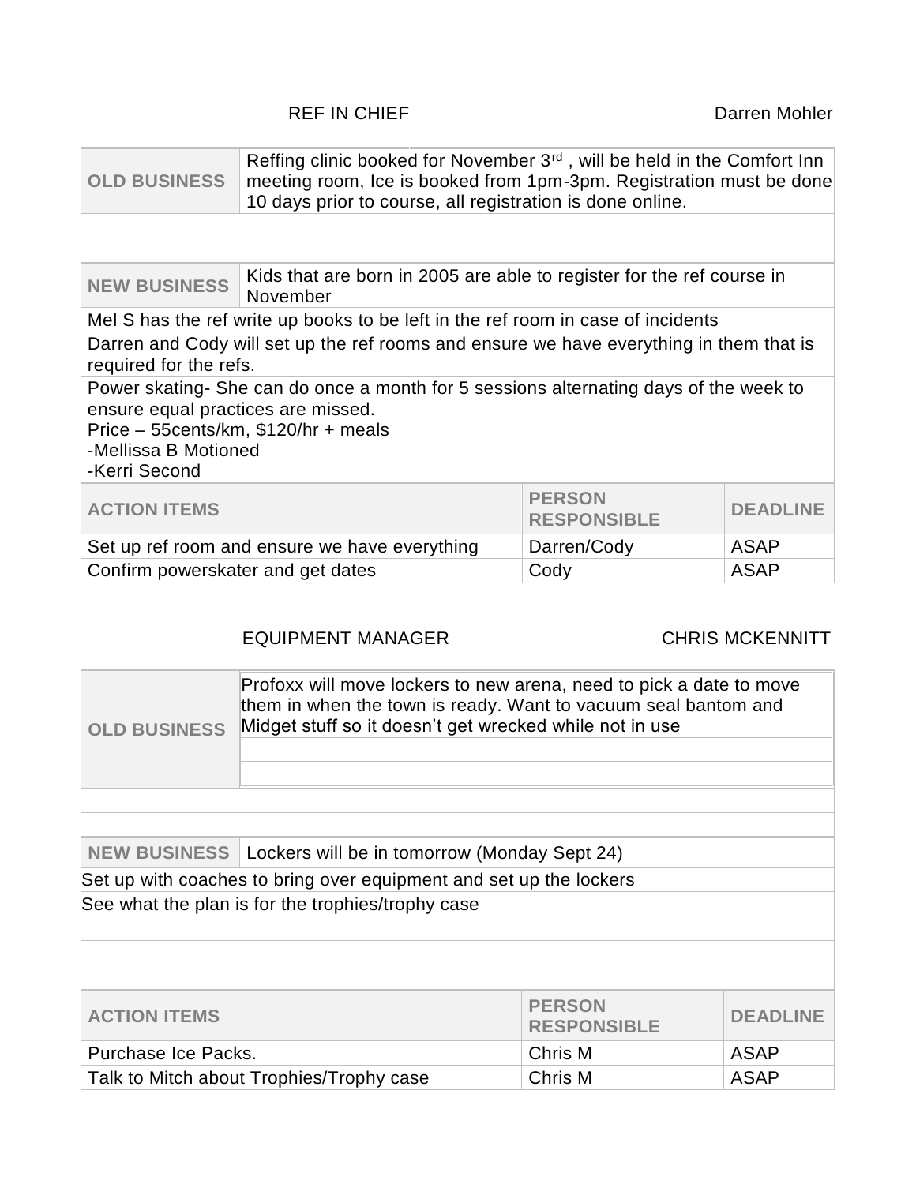## REF IN CHIEF — Darren Mohler

| OLD BUSINESS | Reffing clinic booked for November 3rd , will be held in the Comfort Inn meeting room, Ice is booked from 1pm-3pm. Registration must be done 10 days prior to course, all registration is done online. |
|---|---|

| NEW BUSINESS | Kids that are born in 2005 are able to register for the ref course in November |
|---|---|

Mel S has the ref write up books to be left in the ref room in case of incidents

Darren and Cody will set up the ref rooms and ensure we have everything in them that is required for the refs.

Power skating- She can do once a month for 5 sessions alternating days of the week to ensure equal practices are missed.
Price – 55cents/km, $120/hr + meals
-Mellissa B Motioned
-Kerri Second

| ACTION ITEMS | PERSON RESPONSIBLE | DEADLINE |
|---|---|---|
| Set up ref room and ensure we have everything | Darren/Cody | ASAP |
| Confirm powerskater and get dates | Cody | ASAP |

## EQUIPMENT MANAGER — CHRIS MCKENNITT

| OLD BUSINESS | Profoxx will move lockers to new arena, need to pick a date to move them in when the town is ready. Want to vacuum seal bantom and Midget stuff so it doesn't get wrecked while not in use |
|---|---|

| NEW BUSINESS | Lockers will be in tomorrow (Monday Sept 24) |
|---|---|

Set up with coaches to bring over equipment and set up the lockers

See what the plan is for the trophies/trophy case

| ACTION ITEMS | PERSON RESPONSIBLE | DEADLINE |
|---|---|---|
| Purchase Ice Packs. | Chris M | ASAP |
| Talk to Mitch about Trophies/Trophy case | Chris M | ASAP |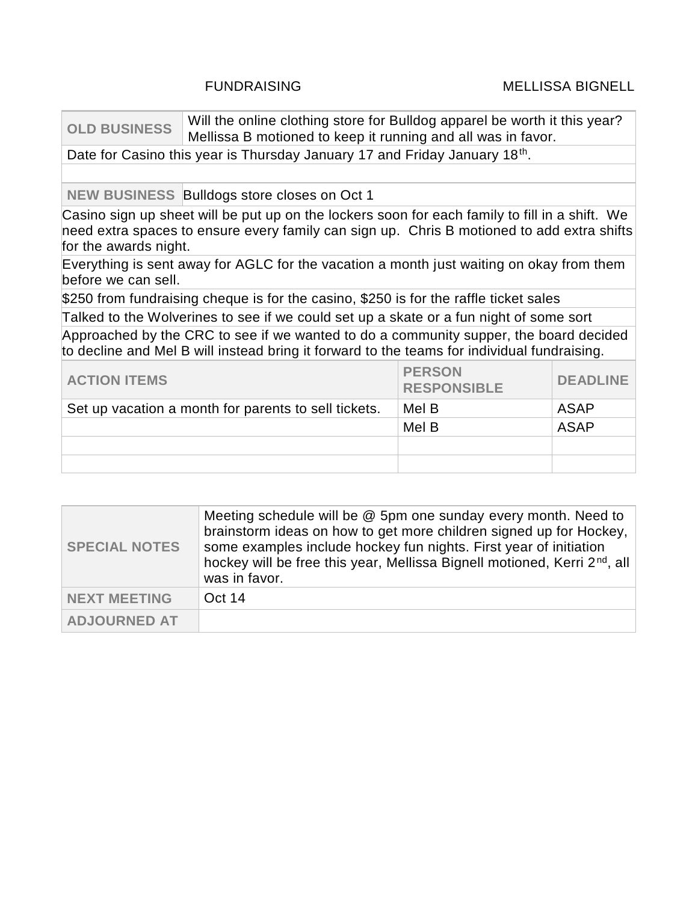FUNDRAISING MELLISSA BIGNELL

| | |
|---|---|
| **OLD BUSINESS** | Will the online clothing store for Bulldog apparel be worth it this year? Mellissa B motioned to keep it running and all was in favor. |
| Date for Casino this year is Thursday January 17 and Friday January 18th. | |
| | |
| **NEW BUSINESS** | Bulldogs store closes on Oct 1 |
| Casino sign up sheet will be put up on the lockers soon for each family to fill in a shift. We need extra spaces to ensure every family can sign up. Chris B motioned to add extra shifts for the awards night. | |
| Everything is sent away for AGLC for the vacation a month just waiting on okay from them before we can sell. | |
| $250 from fundraising cheque is for the casino, $250 is for the raffle ticket sales | |
| Talked to the Wolverines to see if we could set up a skate or a fun night of some sort | |
| Approached by the CRC to see if we wanted to do a community supper, the board decided to decline and Mel B will instead bring it forward to the teams for individual fundraising. | |

| ACTION ITEMS | PERSON RESPONSIBLE | DEADLINE |
|---|---|---|
| Set up vacation a month for parents to sell tickets. | Mel B | ASAP |
| | Mel B | ASAP |
| | | |
| | | |

| | |
|---|---|
| **SPECIAL NOTES** | Meeting schedule will be @ 5pm one sunday every month. Need to brainstorm ideas on how to get more children signed up for Hockey, some examples include hockey fun nights. First year of initiation hockey will be free this year, Mellissa Bignell motioned, Kerri 2nd, all was in favor. |
| **NEXT MEETING** | Oct 14 |
| **ADJOURNED AT** | |